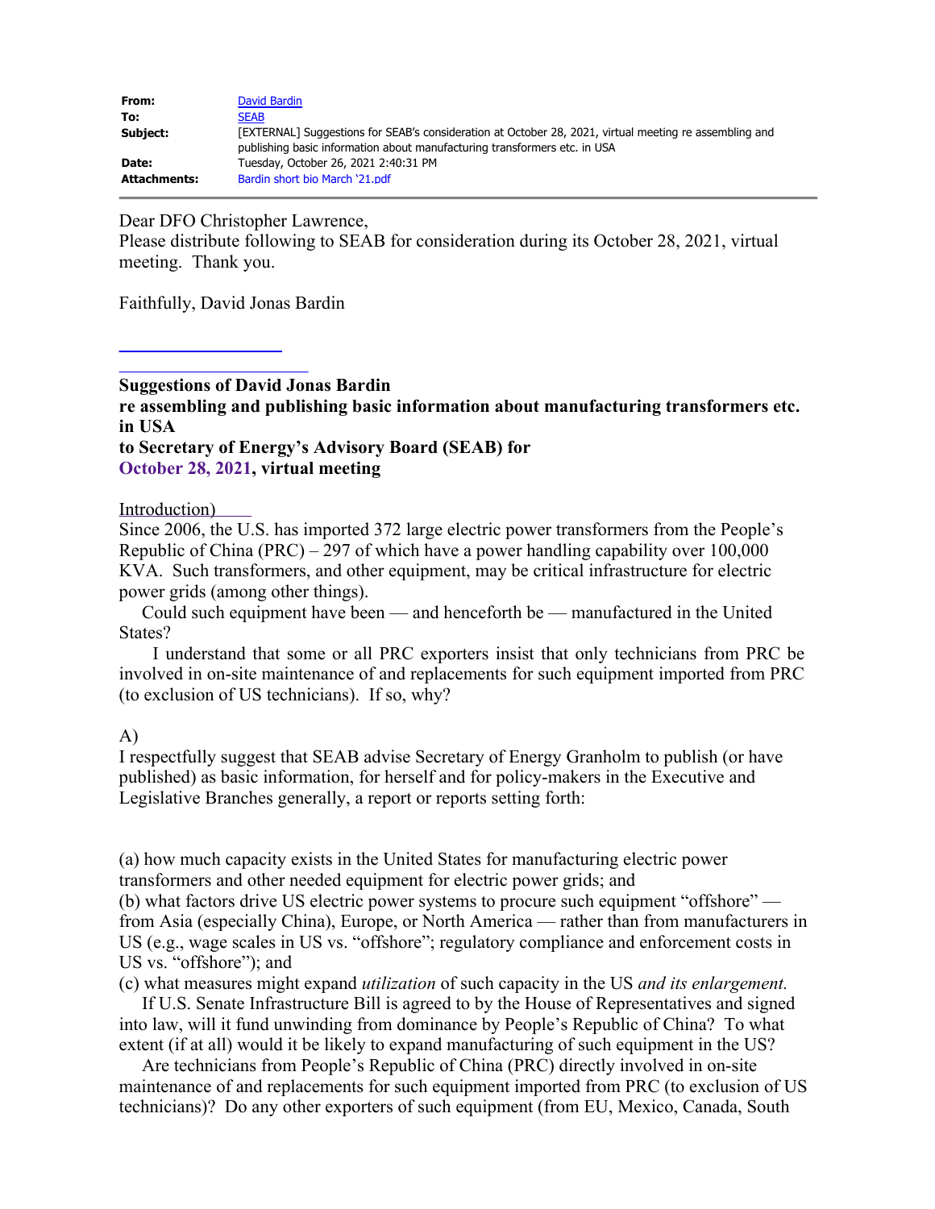| | |
|---|---|
| **From:** | David Bardin |
| **To:** | SEAB |
| **Subject:** | [EXTERNAL] Suggestions for SEAB's consideration at October 28, 2021, virtual meeting re assembling and publishing basic information about manufacturing transformers etc. in USA |
| **Date:** | Tuesday, October 26, 2021 2:40:31 PM |
| **Attachments:** | Bardin short bio March '21.pdf |

Dear DFO Christopher Lawrence,
Please distribute following to SEAB for consideration during its October 28, 2021, virtual meeting. Thank you.

Faithfully, David Jonas Bardin

---

**Suggestions of David Jonas Bardin**
**re assembling and publishing basic information about manufacturing transformers etc. in USA**
**to Secretary of Energy's Advisory Board (SEAB) for**
**October 28, 2021, virtual meeting**

Introduction)

Since 2006, the U.S. has imported 372 large electric power transformers from the People's Republic of China (PRC) – 297 of which have a power handling capability over 100,000 KVA. Such transformers, and other equipment, may be critical infrastructure for electric power grids (among other things).

Could such equipment have been — and henceforth be — manufactured in the United States?

I understand that some or all PRC exporters insist that only technicians from PRC be involved in on-site maintenance of and replacements for such equipment imported from PRC (to exclusion of US technicians). If so, why?

A)

I respectfully suggest that SEAB advise Secretary of Energy Granholm to publish (or have published) as basic information, for herself and for policy-makers in the Executive and Legislative Branches generally, a report or reports setting forth:

(a) how much capacity exists in the United States for manufacturing electric power transformers and other needed equipment for electric power grids; and
(b) what factors drive US electric power systems to procure such equipment "offshore" — from Asia (especially China), Europe, or North America — rather than from manufacturers in US (e.g., wage scales in US vs. "offshore"; regulatory compliance and enforcement costs in US vs. "offshore"); and
(c) what measures might expand *utilization* of such capacity in the US *and its enlargement.*

If U.S. Senate Infrastructure Bill is agreed to by the House of Representatives and signed into law, will it fund unwinding from dominance by People's Republic of China? To what extent (if at all) would it be likely to expand manufacturing of such equipment in the US?

Are technicians from People's Republic of China (PRC) directly involved in on-site maintenance of and replacements for such equipment imported from PRC (to exclusion of US technicians)? Do any other exporters of such equipment (from EU, Mexico, Canada, South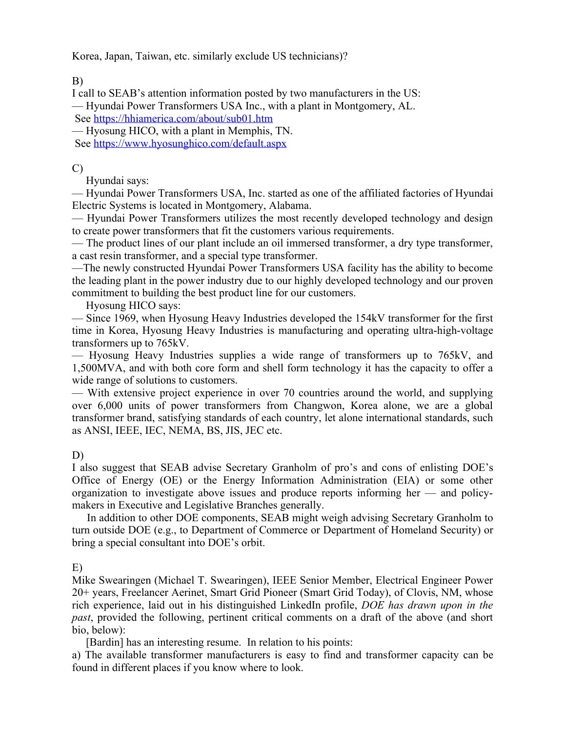Korea, Japan, Taiwan, etc. similarly exclude US technicians)?

B)

I call to SEAB's attention information posted by two manufacturers in the US:

— Hyundai Power Transformers USA Inc., with a plant in Montgomery, AL.
See https://hhiamerica.com/about/sub01.htm

— Hyosung HICO, with a plant in Memphis, TN.
See https://www.hyosunghico.com/default.aspx

C)

Hyundai says:

— Hyundai Power Transformers USA, Inc. started as one of the affiliated factories of Hyundai Electric Systems is located in Montgomery, Alabama.

— Hyundai Power Transformers utilizes the most recently developed technology and design to create power transformers that fit the customers various requirements.

— The product lines of our plant include an oil immersed transformer, a dry type transformer, a cast resin transformer, and a special type transformer.

—The newly constructed Hyundai Power Transformers USA facility has the ability to become the leading plant in the power industry due to our highly developed technology and our proven commitment to building the best product line for our customers.

Hyosung HICO says:

— Since 1969, when Hyosung Heavy Industries developed the 154kV transformer for the first time in Korea, Hyosung Heavy Industries is manufacturing and operating ultra-high-voltage transformers up to 765kV.

— Hyosung Heavy Industries supplies a wide range of transformers up to 765kV, and 1,500MVA, and with both core form and shell form technology it has the capacity to offer a wide range of solutions to customers.

— With extensive project experience in over 70 countries around the world, and supplying over 6,000 units of power transformers from Changwon, Korea alone, we are a global transformer brand, satisfying standards of each country, let alone international standards, such as ANSI, IEEE, IEC, NEMA, BS, JIS, JEC etc.

D)

I also suggest that SEAB advise Secretary Granholm of pro's and cons of enlisting DOE's Office of Energy (OE) or the Energy Information Administration (EIA) or some other organization to investigate above issues and produce reports informing her — and policy-makers in Executive and Legislative Branches generally.

In addition to other DOE components, SEAB might weigh advising Secretary Granholm to turn outside DOE (e.g., to Department of Commerce or Department of Homeland Security) or bring a special consultant into DOE's orbit.

E)

Mike Swearingen (Michael T. Swearingen), IEEE Senior Member, Electrical Engineer Power 20+ years, Freelancer Aerinet, Smart Grid Pioneer (Smart Grid Today), of Clovis, NM, whose rich experience, laid out in his distinguished LinkedIn profile, *DOE has drawn upon in the past*, provided the following, pertinent critical comments on a draft of the above (and short bio, below):

[Bardin] has an interesting resume. In relation to his points:

a) The available transformer manufacturers is easy to find and transformer capacity can be found in different places if you know where to look.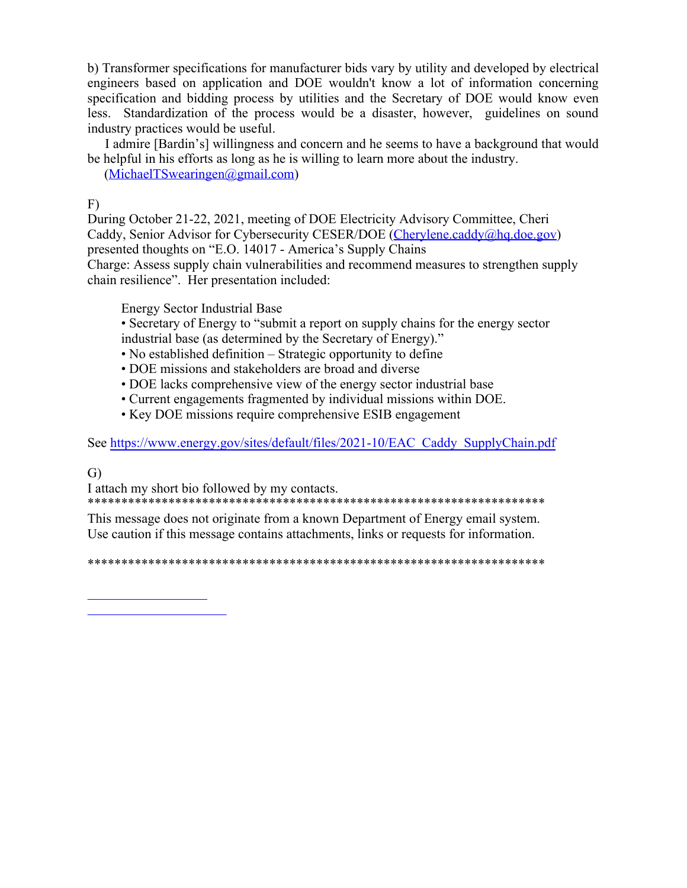b) Transformer specifications for manufacturer bids vary by utility and developed by electrical engineers based on application and DOE wouldn't know a lot of information concerning specification and bidding process by utilities and the Secretary of DOE would know even less. Standardization of the process would be a disaster, however, guidelines on sound industry practices would be useful.

I admire [Bardin's] willingness and concern and he seems to have a background that would be helpful in his efforts as long as he is willing to learn more about the industry.

(MichaelTSwearingen@gmail.com)

F)

During October 21-22, 2021, meeting of DOE Electricity Advisory Committee, Cheri Caddy, Senior Advisor for Cybersecurity CESER/DOE (Cherylene.caddy@hq.doe.gov) presented thoughts on "E.O. 14017 - America's Supply Chains
Charge: Assess supply chain vulnerabilities and recommend measures to strengthen supply chain resilience". Her presentation included:

> Energy Sector Industrial Base
> • Secretary of Energy to "submit a report on supply chains for the energy sector industrial base (as determined by the Secretary of Energy)."
> • No established definition – Strategic opportunity to define
> • DOE missions and stakeholders are broad and diverse
> • DOE lacks comprehensive view of the energy sector industrial base
> • Current engagements fragmented by individual missions within DOE.
> • Key DOE missions require comprehensive ESIB engagement

See https://www.energy.gov/sites/default/files/2021-10/EAC_Caddy_SupplyChain.pdf

G)

I attach my short bio followed by my contacts.

*********************************************************************

This message does not originate from a known Department of Energy email system. Use caution if this message contains attachments, links or requests for information.

*********************************************************************